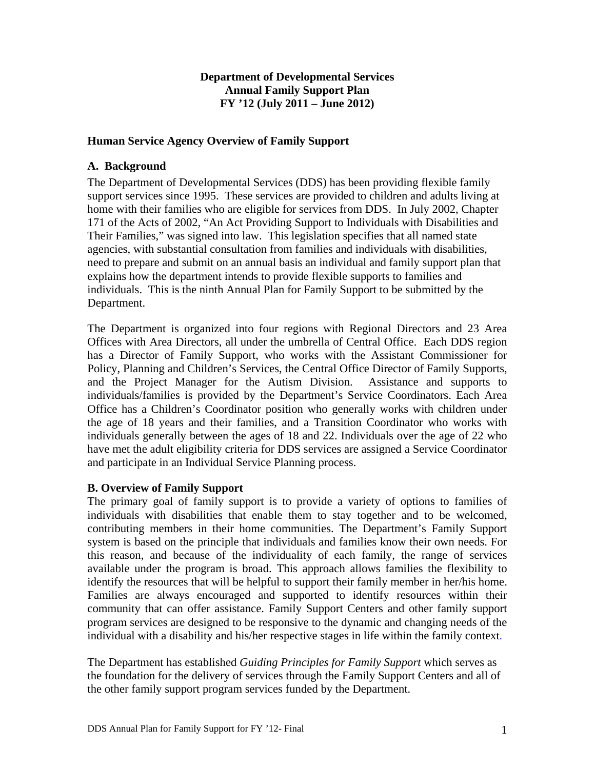# Department of Developmental Services
# Annual Family Support Plan
# FY '12 (July 2011 – June 2012)

## Human Service Agency Overview of Family Support

### A. Background

The Department of Developmental Services (DDS) has been providing flexible family support services since 1995. These services are provided to children and adults living at home with their families who are eligible for services from DDS. In July 2002, Chapter 171 of the Acts of 2002, "An Act Providing Support to Individuals with Disabilities and Their Families," was signed into law. This legislation specifies that all named state agencies, with substantial consultation from families and individuals with disabilities, need to prepare and submit on an annual basis an individual and family support plan that explains how the department intends to provide flexible supports to families and individuals. This is the ninth Annual Plan for Family Support to be submitted by the Department.

The Department is organized into four regions with Regional Directors and 23 Area Offices with Area Directors, all under the umbrella of Central Office. Each DDS region has a Director of Family Support, who works with the Assistant Commissioner for Policy, Planning and Children's Services, the Central Office Director of Family Supports, and the Project Manager for the Autism Division. Assistance and supports to individuals/families is provided by the Department's Service Coordinators. Each Area Office has a Children's Coordinator position who generally works with children under the age of 18 years and their families, and a Transition Coordinator who works with individuals generally between the ages of 18 and 22. Individuals over the age of 22 who have met the adult eligibility criteria for DDS services are assigned a Service Coordinator and participate in an Individual Service Planning process.

### B. Overview of Family Support

The primary goal of family support is to provide a variety of options to families of individuals with disabilities that enable them to stay together and to be welcomed, contributing members in their home communities. The Department's Family Support system is based on the principle that individuals and families know their own needs. For this reason, and because of the individuality of each family, the range of services available under the program is broad. This approach allows families the flexibility to identify the resources that will be helpful to support their family member in her/his home. Families are always encouraged and supported to identify resources within their community that can offer assistance. Family Support Centers and other family support program services are designed to be responsive to the dynamic and changing needs of the individual with a disability and his/her respective stages in life within the family context.

The Department has established *Guiding Principles for Family Support* which serves as the foundation for the delivery of services through the Family Support Centers and all of the other family support program services funded by the Department.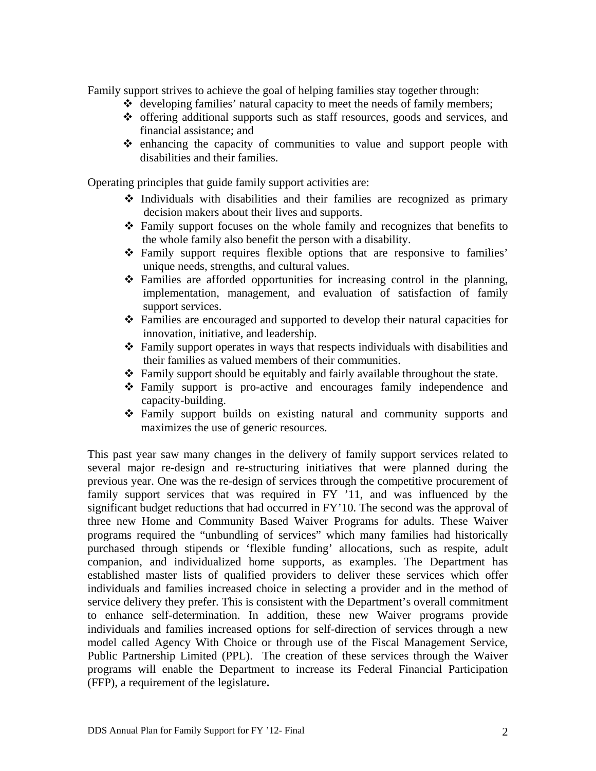Family support strives to achieve the goal of helping families stay together through:

- developing families' natural capacity to meet the needs of family members;
- offering additional supports such as staff resources, goods and services, and financial assistance; and
- enhancing the capacity of communities to value and support people with disabilities and their families.

Operating principles that guide family support activities are:

- Individuals with disabilities and their families are recognized as primary decision makers about their lives and supports.
- Family support focuses on the whole family and recognizes that benefits to the whole family also benefit the person with a disability.
- Family support requires flexible options that are responsive to families' unique needs, strengths, and cultural values.
- Families are afforded opportunities for increasing control in the planning, implementation, management, and evaluation of satisfaction of family support services.
- Families are encouraged and supported to develop their natural capacities for innovation, initiative, and leadership.
- Family support operates in ways that respects individuals with disabilities and their families as valued members of their communities.
- Family support should be equitably and fairly available throughout the state.
- Family support is pro-active and encourages family independence and capacity-building.
- Family support builds on existing natural and community supports and maximizes the use of generic resources.

This past year saw many changes in the delivery of family support services related to several major re-design and re-structuring initiatives that were planned during the previous year. One was the re-design of services through the competitive procurement of family support services that was required in FY '11, and was influenced by the significant budget reductions that had occurred in FY'10. The second was the approval of three new Home and Community Based Waiver Programs for adults. These Waiver programs required the "unbundling of services" which many families had historically purchased through stipends or 'flexible funding' allocations, such as respite, adult companion, and individualized home supports, as examples. The Department has established master lists of qualified providers to deliver these services which offer individuals and families increased choice in selecting a provider and in the method of service delivery they prefer. This is consistent with the Department's overall commitment to enhance self-determination. In addition, these new Waiver programs provide individuals and families increased options for self-direction of services through a new model called Agency With Choice or through use of the Fiscal Management Service, Public Partnership Limited (PPL). The creation of these services through the Waiver programs will enable the Department to increase its Federal Financial Participation (FFP), a requirement of the legislature.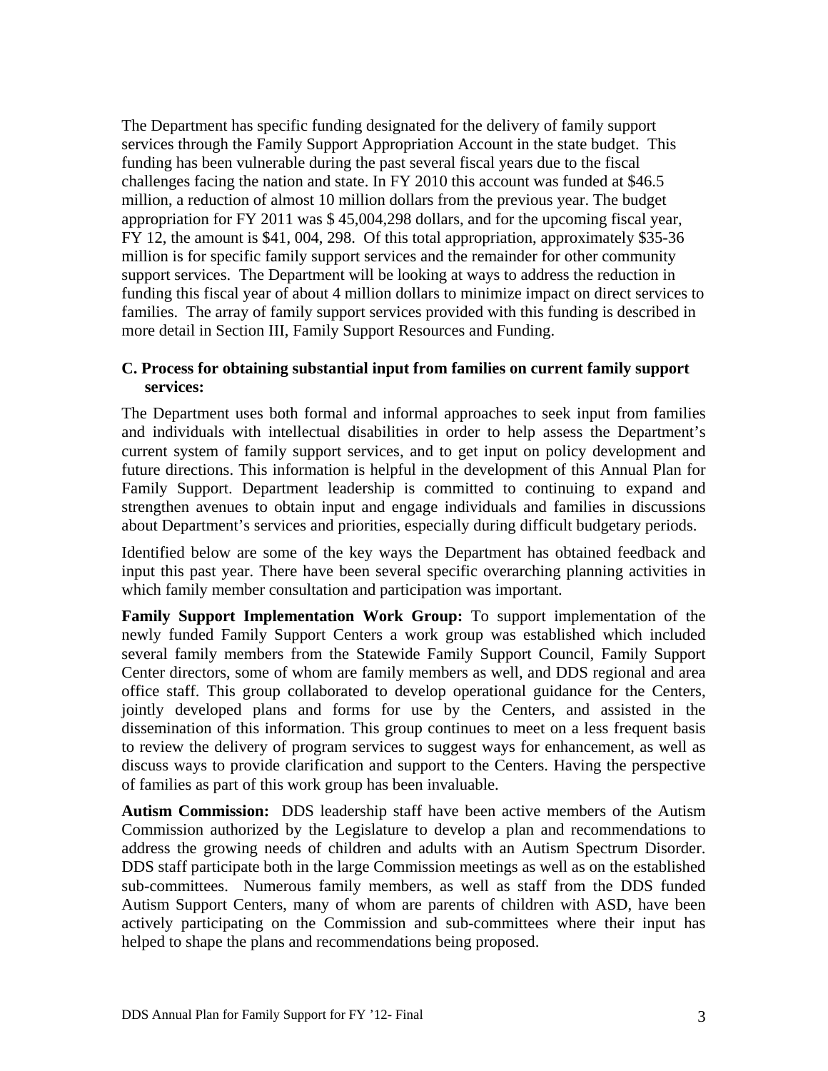The Department has specific funding designated for the delivery of family support services through the Family Support Appropriation Account in the state budget. This funding has been vulnerable during the past several fiscal years due to the fiscal challenges facing the nation and state. In FY 2010 this account was funded at $46.5 million, a reduction of almost 10 million dollars from the previous year. The budget appropriation for FY 2011 was $ 45,004,298 dollars, and for the upcoming fiscal year, FY 12, the amount is $41, 004, 298. Of this total appropriation, approximately $35-36 million is for specific family support services and the remainder for other community support services. The Department will be looking at ways to address the reduction in funding this fiscal year of about 4 million dollars to minimize impact on direct services to families. The array of family support services provided with this funding is described in more detail in Section III, Family Support Resources and Funding.

### C. Process for obtaining substantial input from families on current family support services:

The Department uses both formal and informal approaches to seek input from families and individuals with intellectual disabilities in order to help assess the Department's current system of family support services, and to get input on policy development and future directions. This information is helpful in the development of this Annual Plan for Family Support. Department leadership is committed to continuing to expand and strengthen avenues to obtain input and engage individuals and families in discussions about Department's services and priorities, especially during difficult budgetary periods.

Identified below are some of the key ways the Department has obtained feedback and input this past year. There have been several specific overarching planning activities in which family member consultation and participation was important.

**Family Support Implementation Work Group:** To support implementation of the newly funded Family Support Centers a work group was established which included several family members from the Statewide Family Support Council, Family Support Center directors, some of whom are family members as well, and DDS regional and area office staff. This group collaborated to develop operational guidance for the Centers, jointly developed plans and forms for use by the Centers, and assisted in the dissemination of this information. This group continues to meet on a less frequent basis to review the delivery of program services to suggest ways for enhancement, as well as discuss ways to provide clarification and support to the Centers. Having the perspective of families as part of this work group has been invaluable.

**Autism Commission:** DDS leadership staff have been active members of the Autism Commission authorized by the Legislature to develop a plan and recommendations to address the growing needs of children and adults with an Autism Spectrum Disorder. DDS staff participate both in the large Commission meetings as well as on the established sub-committees. Numerous family members, as well as staff from the DDS funded Autism Support Centers, many of whom are parents of children with ASD, have been actively participating on the Commission and sub-committees where their input has helped to shape the plans and recommendations being proposed.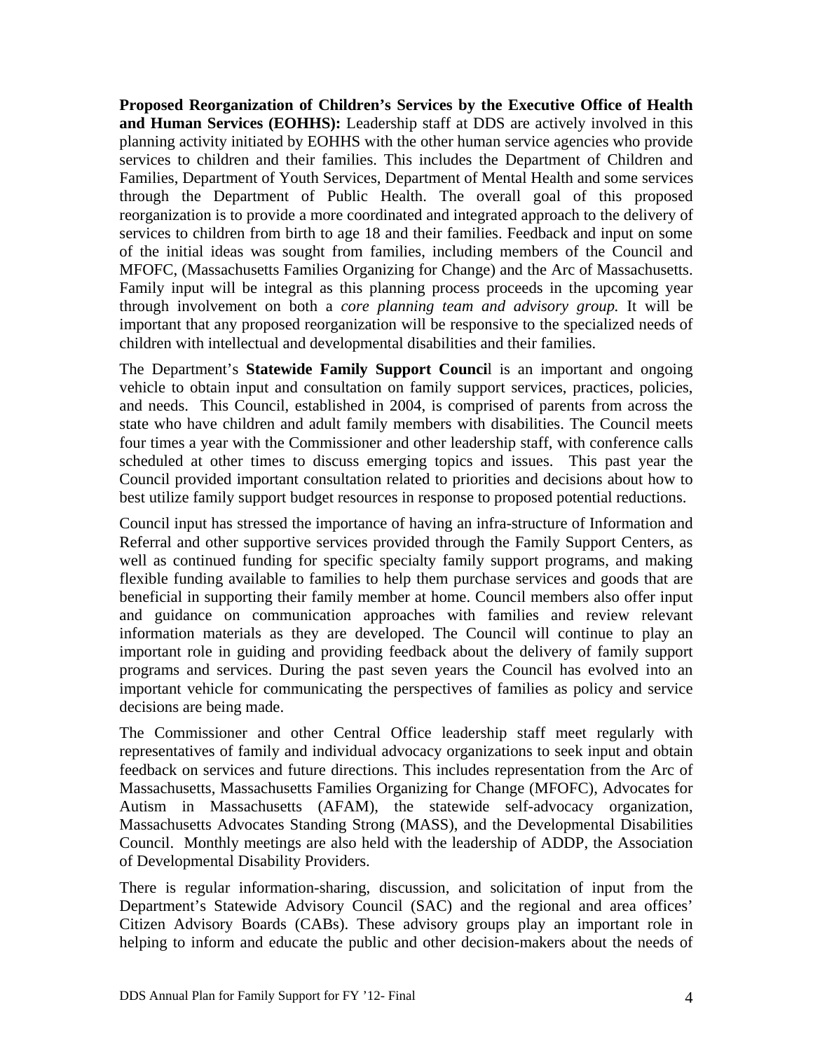**Proposed Reorganization of Children's Services by the Executive Office of Health and Human Services (EOHHS):** Leadership staff at DDS are actively involved in this planning activity initiated by EOHHS with the other human service agencies who provide services to children and their families. This includes the Department of Children and Families, Department of Youth Services, Department of Mental Health and some services through the Department of Public Health. The overall goal of this proposed reorganization is to provide a more coordinated and integrated approach to the delivery of services to children from birth to age 18 and their families. Feedback and input on some of the initial ideas was sought from families, including members of the Council and MFOFC, (Massachusetts Families Organizing for Change) and the Arc of Massachusetts. Family input will be integral as this planning process proceeds in the upcoming year through involvement on both a *core planning team and advisory group.* It will be important that any proposed reorganization will be responsive to the specialized needs of children with intellectual and developmental disabilities and their families.

The Department's **Statewide Family Support Council** is an important and ongoing vehicle to obtain input and consultation on family support services, practices, policies, and needs. This Council, established in 2004, is comprised of parents from across the state who have children and adult family members with disabilities. The Council meets four times a year with the Commissioner and other leadership staff, with conference calls scheduled at other times to discuss emerging topics and issues. This past year the Council provided important consultation related to priorities and decisions about how to best utilize family support budget resources in response to proposed potential reductions.

Council input has stressed the importance of having an infra-structure of Information and Referral and other supportive services provided through the Family Support Centers, as well as continued funding for specific specialty family support programs, and making flexible funding available to families to help them purchase services and goods that are beneficial in supporting their family member at home. Council members also offer input and guidance on communication approaches with families and review relevant information materials as they are developed. The Council will continue to play an important role in guiding and providing feedback about the delivery of family support programs and services. During the past seven years the Council has evolved into an important vehicle for communicating the perspectives of families as policy and service decisions are being made.

The Commissioner and other Central Office leadership staff meet regularly with representatives of family and individual advocacy organizations to seek input and obtain feedback on services and future directions. This includes representation from the Arc of Massachusetts, Massachusetts Families Organizing for Change (MFOFC), Advocates for Autism in Massachusetts (AFAM), the statewide self-advocacy organization, Massachusetts Advocates Standing Strong (MASS), and the Developmental Disabilities Council. Monthly meetings are also held with the leadership of ADDP, the Association of Developmental Disability Providers.

There is regular information-sharing, discussion, and solicitation of input from the Department's Statewide Advisory Council (SAC) and the regional and area offices' Citizen Advisory Boards (CABs). These advisory groups play an important role in helping to inform and educate the public and other decision-makers about the needs of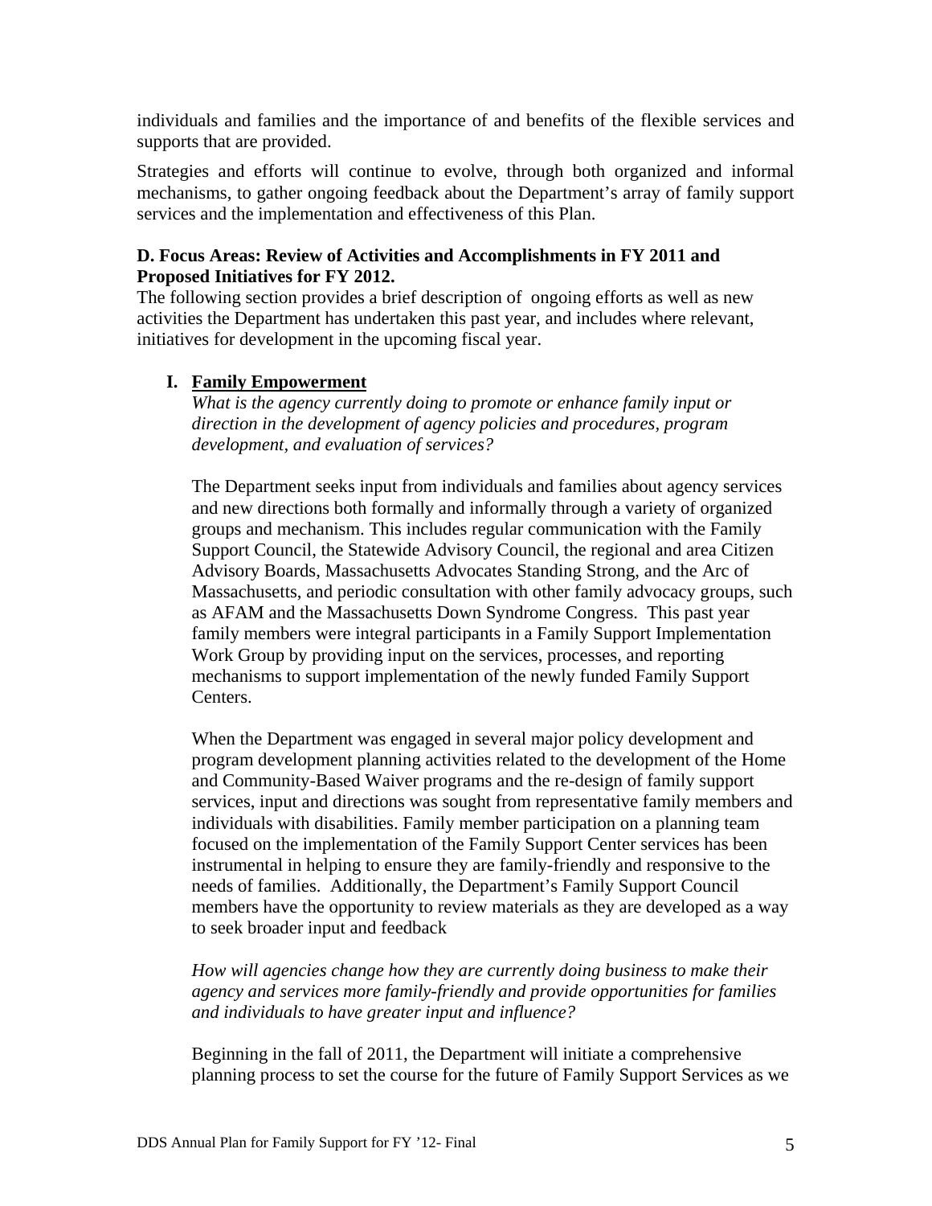individuals and families and the importance of and benefits of the flexible services and supports that are provided.

Strategies and efforts will continue to evolve, through both organized and informal mechanisms, to gather ongoing feedback about the Department's array of family support services and the implementation and effectiveness of this Plan.

**D. Focus Areas: Review of Activities and Accomplishments in FY 2011 and Proposed Initiatives for FY 2012.**

The following section provides a brief description of ongoing efforts as well as new activities the Department has undertaken this past year, and includes where relevant, initiatives for development in the upcoming fiscal year.

**I. Family Empowerment**

*What is the agency currently doing to promote or enhance family input or direction in the development of agency policies and procedures, program development, and evaluation of services?*

The Department seeks input from individuals and families about agency services and new directions both formally and informally through a variety of organized groups and mechanism. This includes regular communication with the Family Support Council, the Statewide Advisory Council, the regional and area Citizen Advisory Boards, Massachusetts Advocates Standing Strong, and the Arc of Massachusetts, and periodic consultation with other family advocacy groups, such as AFAM and the Massachusetts Down Syndrome Congress. This past year family members were integral participants in a Family Support Implementation Work Group by providing input on the services, processes, and reporting mechanisms to support implementation of the newly funded Family Support Centers.

When the Department was engaged in several major policy development and program development planning activities related to the development of the Home and Community-Based Waiver programs and the re-design of family support services, input and directions was sought from representative family members and individuals with disabilities. Family member participation on a planning team focused on the implementation of the Family Support Center services has been instrumental in helping to ensure they are family-friendly and responsive to the needs of families. Additionally, the Department's Family Support Council members have the opportunity to review materials as they are developed as a way to seek broader input and feedback

*How will agencies change how they are currently doing business to make their agency and services more family-friendly and provide opportunities for families and individuals to have greater input and influence?*

Beginning in the fall of 2011, the Department will initiate a comprehensive planning process to set the course for the future of Family Support Services as we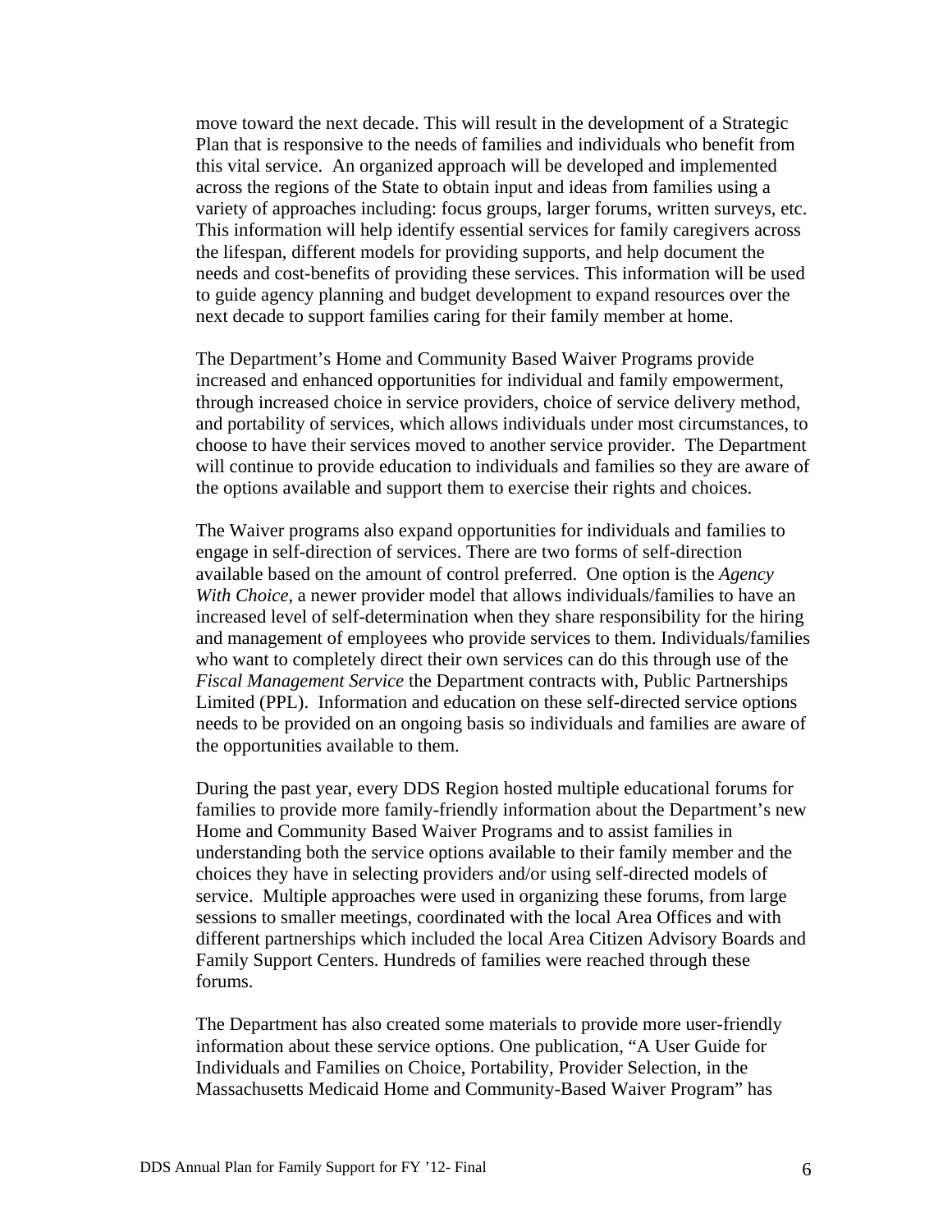move toward the next decade. This will result in the development of a Strategic Plan that is responsive to the needs of families and individuals who benefit from this vital service. An organized approach will be developed and implemented across the regions of the State to obtain input and ideas from families using a variety of approaches including: focus groups, larger forums, written surveys, etc. This information will help identify essential services for family caregivers across the lifespan, different models for providing supports, and help document the needs and cost-benefits of providing these services. This information will be used to guide agency planning and budget development to expand resources over the next decade to support families caring for their family member at home.

The Department's Home and Community Based Waiver Programs provide increased and enhanced opportunities for individual and family empowerment, through increased choice in service providers, choice of service delivery method, and portability of services, which allows individuals under most circumstances, to choose to have their services moved to another service provider. The Department will continue to provide education to individuals and families so they are aware of the options available and support them to exercise their rights and choices.

The Waiver programs also expand opportunities for individuals and families to engage in self-direction of services. There are two forms of self-direction available based on the amount of control preferred. One option is the *Agency With Choice,* a newer provider model that allows individuals/families to have an increased level of self-determination when they share responsibility for the hiring and management of employees who provide services to them. Individuals/families who want to completely direct their own services can do this through use of the *Fiscal Management Service* the Department contracts with, Public Partnerships Limited (PPL). Information and education on these self-directed service options needs to be provided on an ongoing basis so individuals and families are aware of the opportunities available to them.

During the past year, every DDS Region hosted multiple educational forums for families to provide more family-friendly information about the Department's new Home and Community Based Waiver Programs and to assist families in understanding both the service options available to their family member and the choices they have in selecting providers and/or using self-directed models of service. Multiple approaches were used in organizing these forums, from large sessions to smaller meetings, coordinated with the local Area Offices and with different partnerships which included the local Area Citizen Advisory Boards and Family Support Centers. Hundreds of families were reached through these forums.

The Department has also created some materials to provide more user-friendly information about these service options. One publication, "A User Guide for Individuals and Families on Choice, Portability, Provider Selection, in the Massachusetts Medicaid Home and Community-Based Waiver Program" has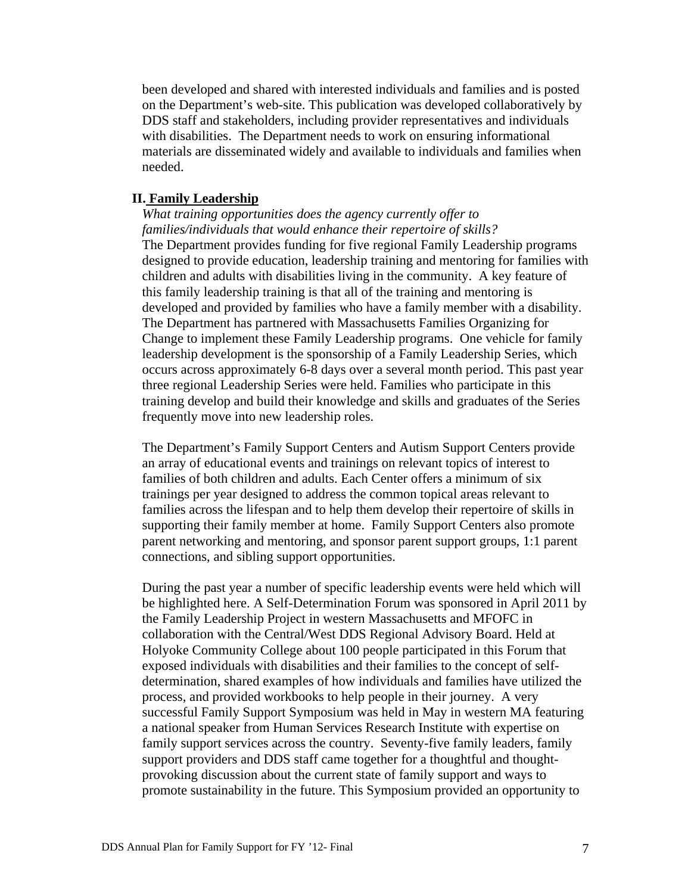been developed and shared with interested individuals and families and is posted on the Department's web-site. This publication was developed collaboratively by DDS staff and stakeholders, including provider representatives and individuals with disabilities. The Department needs to work on ensuring informational materials are disseminated widely and available to individuals and families when needed.

## II. Family Leadership

*What training opportunities does the agency currently offer to families/individuals that would enhance their repertoire of skills?*

The Department provides funding for five regional Family Leadership programs designed to provide education, leadership training and mentoring for families with children and adults with disabilities living in the community. A key feature of this family leadership training is that all of the training and mentoring is developed and provided by families who have a family member with a disability. The Department has partnered with Massachusetts Families Organizing for Change to implement these Family Leadership programs. One vehicle for family leadership development is the sponsorship of a Family Leadership Series, which occurs across approximately 6-8 days over a several month period. This past year three regional Leadership Series were held. Families who participate in this training develop and build their knowledge and skills and graduates of the Series frequently move into new leadership roles.

The Department's Family Support Centers and Autism Support Centers provide an array of educational events and trainings on relevant topics of interest to families of both children and adults. Each Center offers a minimum of six trainings per year designed to address the common topical areas relevant to families across the lifespan and to help them develop their repertoire of skills in supporting their family member at home. Family Support Centers also promote parent networking and mentoring, and sponsor parent support groups, 1:1 parent connections, and sibling support opportunities.

During the past year a number of specific leadership events were held which will be highlighted here. A Self-Determination Forum was sponsored in April 2011 by the Family Leadership Project in western Massachusetts and MFOFC in collaboration with the Central/West DDS Regional Advisory Board. Held at Holyoke Community College about 100 people participated in this Forum that exposed individuals with disabilities and their families to the concept of self-determination, shared examples of how individuals and families have utilized the process, and provided workbooks to help people in their journey. A very successful Family Support Symposium was held in May in western MA featuring a national speaker from Human Services Research Institute with expertise on family support services across the country. Seventy-five family leaders, family support providers and DDS staff came together for a thoughtful and thought-provoking discussion about the current state of family support and ways to promote sustainability in the future. This Symposium provided an opportunity to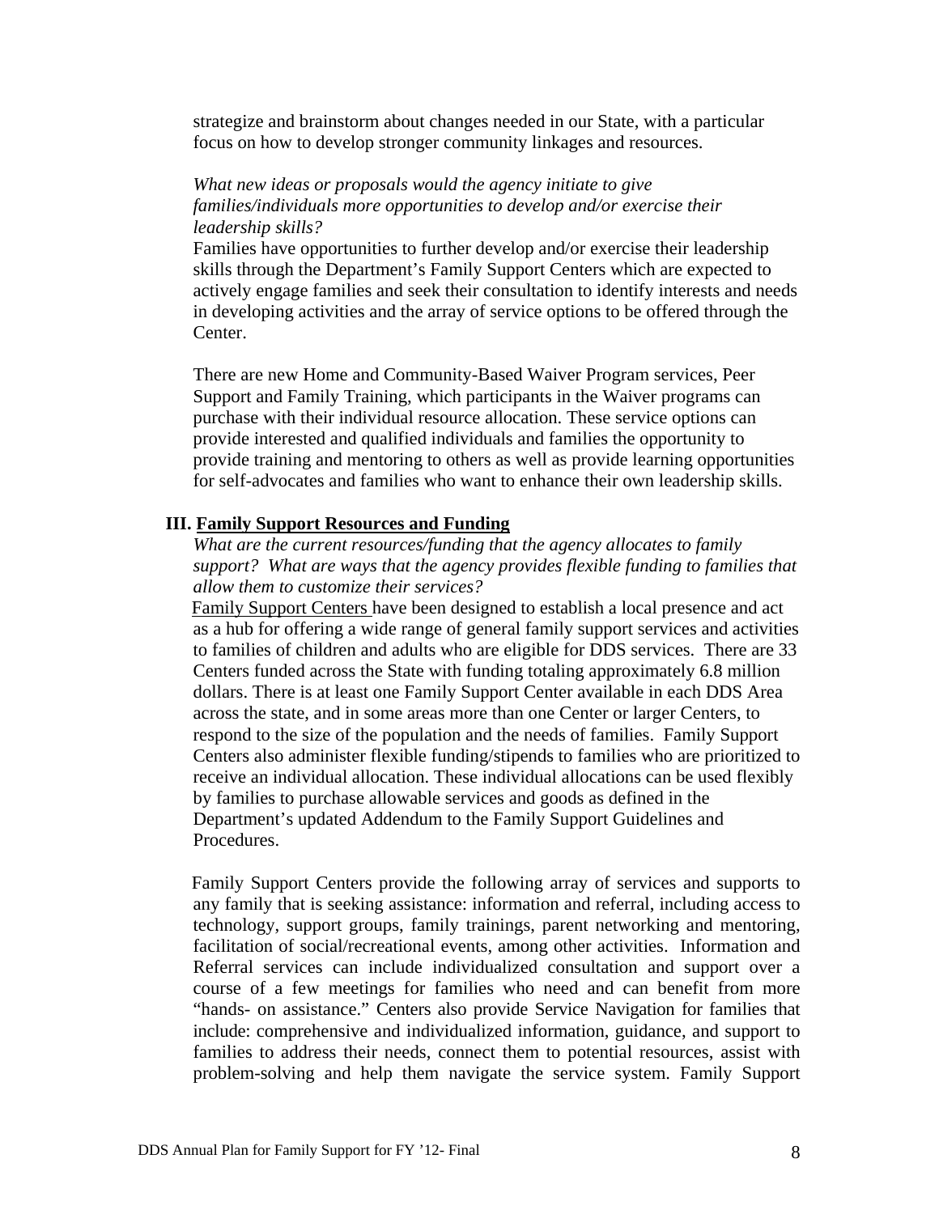strategize and brainstorm about changes needed in our State, with a particular focus on how to develop stronger community linkages and resources.

*What new ideas or proposals would the agency initiate to give families/individuals more opportunities to develop and/or exercise their leadership skills?*

Families have opportunities to further develop and/or exercise their leadership skills through the Department's Family Support Centers which are expected to actively engage families and seek their consultation to identify interests and needs in developing activities and the array of service options to be offered through the Center.

There are new Home and Community-Based Waiver Program services, Peer Support and Family Training, which participants in the Waiver programs can purchase with their individual resource allocation. These service options can provide interested and qualified individuals and families the opportunity to provide training and mentoring to others as well as provide learning opportunities for self-advocates and families who want to enhance their own leadership skills.

## III. Family Support Resources and Funding

*What are the current resources/funding that the agency allocates to family support? What are ways that the agency provides flexible funding to families that allow them to customize their services?*

Family Support Centers have been designed to establish a local presence and act as a hub for offering a wide range of general family support services and activities to families of children and adults who are eligible for DDS services. There are 33 Centers funded across the State with funding totaling approximately 6.8 million dollars. There is at least one Family Support Center available in each DDS Area across the state, and in some areas more than one Center or larger Centers, to respond to the size of the population and the needs of families. Family Support Centers also administer flexible funding/stipends to families who are prioritized to receive an individual allocation. These individual allocations can be used flexibly by families to purchase allowable services and goods as defined in the Department's updated Addendum to the Family Support Guidelines and Procedures.

Family Support Centers provide the following array of services and supports to any family that is seeking assistance: information and referral, including access to technology, support groups, family trainings, parent networking and mentoring, facilitation of social/recreational events, among other activities. Information and Referral services can include individualized consultation and support over a course of a few meetings for families who need and can benefit from more "hands- on assistance." Centers also provide Service Navigation for families that include: comprehensive and individualized information, guidance, and support to families to address their needs, connect them to potential resources, assist with problem-solving and help them navigate the service system. Family Support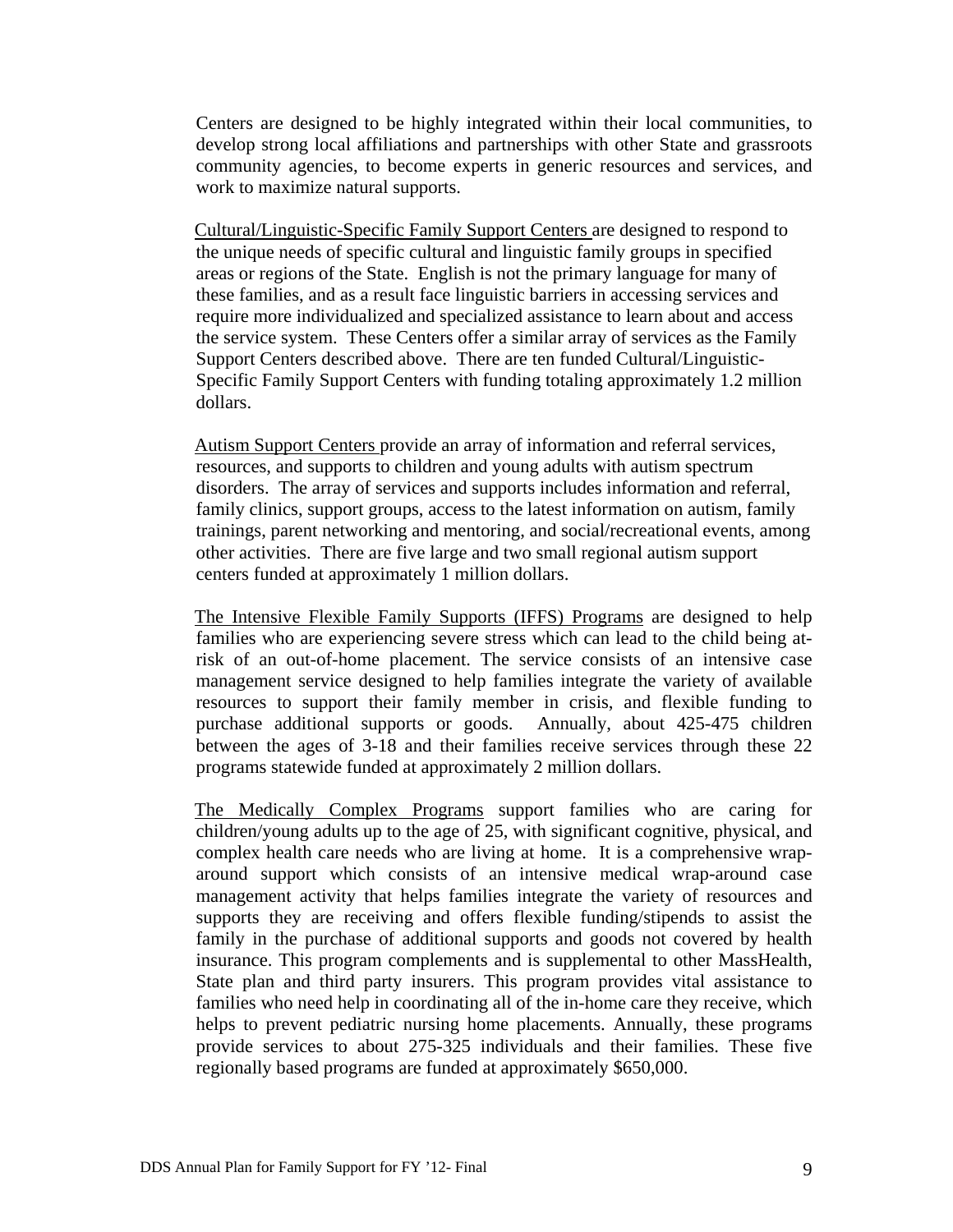Centers are designed to be highly integrated within their local communities, to develop strong local affiliations and partnerships with other State and grassroots community agencies, to become experts in generic resources and services, and work to maximize natural supports.

Cultural/Linguistic-Specific Family Support Centers are designed to respond to the unique needs of specific cultural and linguistic family groups in specified areas or regions of the State. English is not the primary language for many of these families, and as a result face linguistic barriers in accessing services and require more individualized and specialized assistance to learn about and access the service system. These Centers offer a similar array of services as the Family Support Centers described above. There are ten funded Cultural/Linguistic-Specific Family Support Centers with funding totaling approximately 1.2 million dollars.

Autism Support Centers provide an array of information and referral services, resources, and supports to children and young adults with autism spectrum disorders. The array of services and supports includes information and referral, family clinics, support groups, access to the latest information on autism, family trainings, parent networking and mentoring, and social/recreational events, among other activities. There are five large and two small regional autism support centers funded at approximately 1 million dollars.

The Intensive Flexible Family Supports (IFFS) Programs are designed to help families who are experiencing severe stress which can lead to the child being at-risk of an out-of-home placement. The service consists of an intensive case management service designed to help families integrate the variety of available resources to support their family member in crisis, and flexible funding to purchase additional supports or goods. Annually, about 425-475 children between the ages of 3-18 and their families receive services through these 22 programs statewide funded at approximately 2 million dollars.

The Medically Complex Programs support families who are caring for children/young adults up to the age of 25, with significant cognitive, physical, and complex health care needs who are living at home. It is a comprehensive wrap-around support which consists of an intensive medical wrap-around case management activity that helps families integrate the variety of resources and supports they are receiving and offers flexible funding/stipends to assist the family in the purchase of additional supports and goods not covered by health insurance. This program complements and is supplemental to other MassHealth, State plan and third party insurers. This program provides vital assistance to families who need help in coordinating all of the in-home care they receive, which helps to prevent pediatric nursing home placements. Annually, these programs provide services to about 275-325 individuals and their families. These five regionally based programs are funded at approximately $650,000.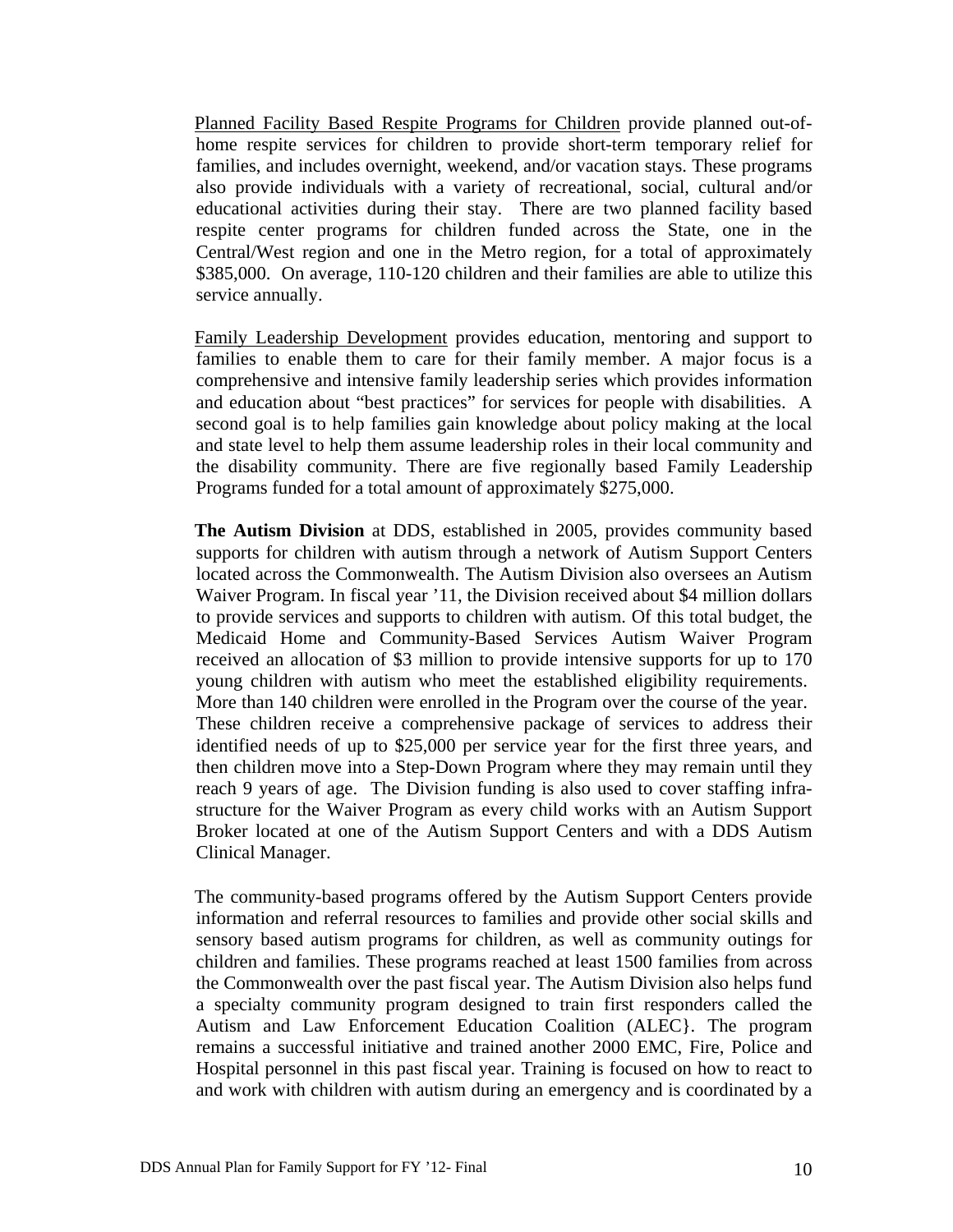Planned Facility Based Respite Programs for Children provide planned out-of-home respite services for children to provide short-term temporary relief for families, and includes overnight, weekend, and/or vacation stays. These programs also provide individuals with a variety of recreational, social, cultural and/or educational activities during their stay. There are two planned facility based respite center programs for children funded across the State, one in the Central/West region and one in the Metro region, for a total of approximately $385,000. On average, 110-120 children and their families are able to utilize this service annually.

Family Leadership Development provides education, mentoring and support to families to enable them to care for their family member. A major focus is a comprehensive and intensive family leadership series which provides information and education about "best practices" for services for people with disabilities. A second goal is to help families gain knowledge about policy making at the local and state level to help them assume leadership roles in their local community and the disability community. There are five regionally based Family Leadership Programs funded for a total amount of approximately $275,000.

**The Autism Division** at DDS, established in 2005, provides community based supports for children with autism through a network of Autism Support Centers located across the Commonwealth. The Autism Division also oversees an Autism Waiver Program. In fiscal year '11, the Division received about $4 million dollars to provide services and supports to children with autism. Of this total budget, the Medicaid Home and Community-Based Services Autism Waiver Program received an allocation of $3 million to provide intensive supports for up to 170 young children with autism who meet the established eligibility requirements. More than 140 children were enrolled in the Program over the course of the year. These children receive a comprehensive package of services to address their identified needs of up to $25,000 per service year for the first three years, and then children move into a Step-Down Program where they may remain until they reach 9 years of age. The Division funding is also used to cover staffing infra-structure for the Waiver Program as every child works with an Autism Support Broker located at one of the Autism Support Centers and with a DDS Autism Clinical Manager.

The community-based programs offered by the Autism Support Centers provide information and referral resources to families and provide other social skills and sensory based autism programs for children, as well as community outings for children and families. These programs reached at least 1500 families from across the Commonwealth over the past fiscal year. The Autism Division also helps fund a specialty community program designed to train first responders called the Autism and Law Enforcement Education Coalition (ALEC}. The program remains a successful initiative and trained another 2000 EMC, Fire, Police and Hospital personnel in this past fiscal year. Training is focused on how to react to and work with children with autism during an emergency and is coordinated by a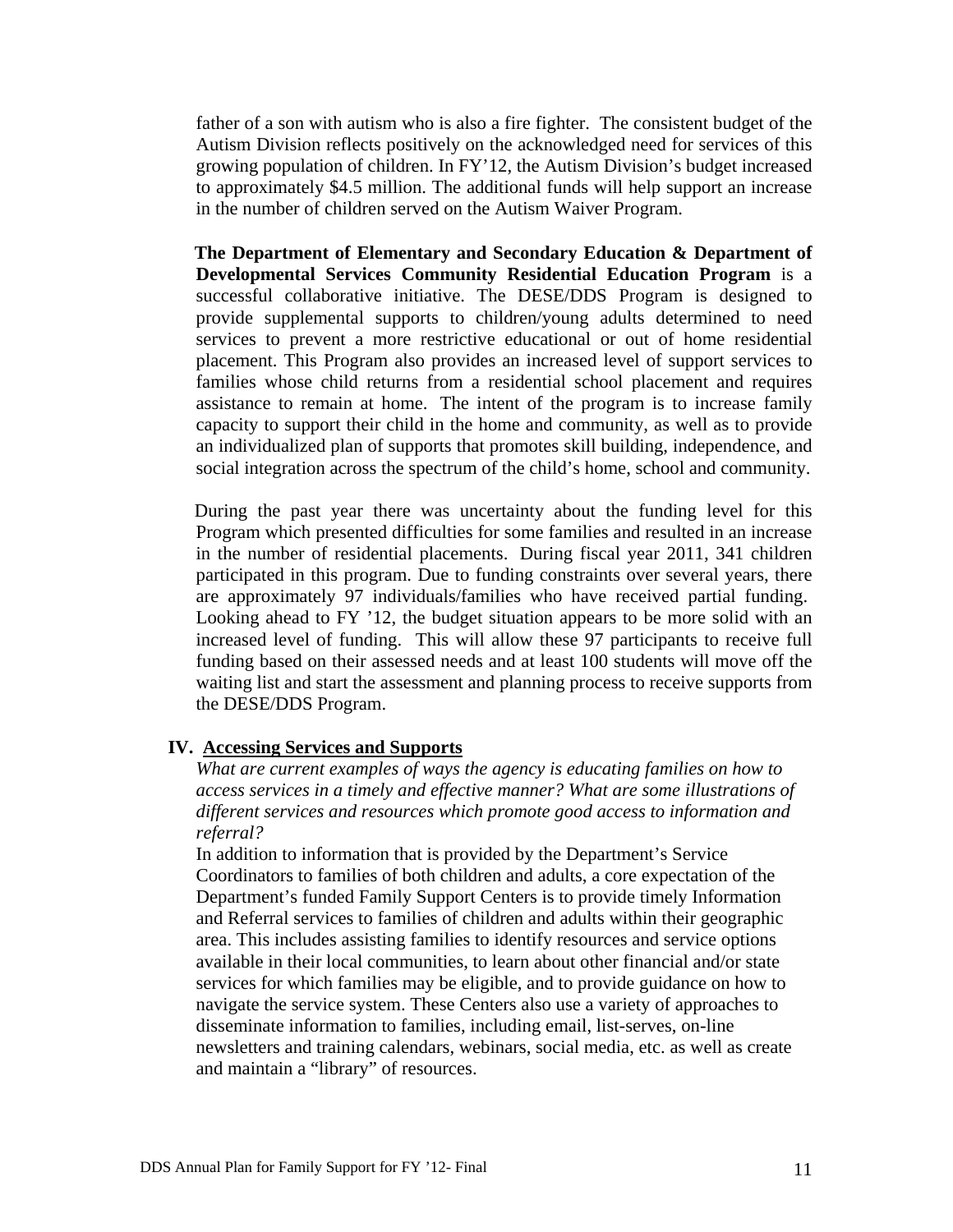father of a son with autism who is also a fire fighter. The consistent budget of the Autism Division reflects positively on the acknowledged need for services of this growing population of children. In FY'12, the Autism Division's budget increased to approximately $4.5 million. The additional funds will help support an increase in the number of children served on the Autism Waiver Program.

**The Department of Elementary and Secondary Education & Department of Developmental Services Community Residential Education Program** is a successful collaborative initiative. The DESE/DDS Program is designed to provide supplemental supports to children/young adults determined to need services to prevent a more restrictive educational or out of home residential placement. This Program also provides an increased level of support services to families whose child returns from a residential school placement and requires assistance to remain at home. The intent of the program is to increase family capacity to support their child in the home and community, as well as to provide an individualized plan of supports that promotes skill building, independence, and social integration across the spectrum of the child's home, school and community.

During the past year there was uncertainty about the funding level for this Program which presented difficulties for some families and resulted in an increase in the number of residential placements. During fiscal year 2011, 341 children participated in this program. Due to funding constraints over several years, there are approximately 97 individuals/families who have received partial funding. Looking ahead to FY '12, the budget situation appears to be more solid with an increased level of funding. This will allow these 97 participants to receive full funding based on their assessed needs and at least 100 students will move off the waiting list and start the assessment and planning process to receive supports from the DESE/DDS Program.

## IV. Accessing Services and Supports

*What are current examples of ways the agency is educating families on how to access services in a timely and effective manner? What are some illustrations of different services and resources which promote good access to information and referral?*

In addition to information that is provided by the Department's Service Coordinators to families of both children and adults, a core expectation of the Department's funded Family Support Centers is to provide timely Information and Referral services to families of children and adults within their geographic area. This includes assisting families to identify resources and service options available in their local communities, to learn about other financial and/or state services for which families may be eligible, and to provide guidance on how to navigate the service system. These Centers also use a variety of approaches to disseminate information to families, including email, list-serves, on-line newsletters and training calendars, webinars, social media, etc. as well as create and maintain a "library" of resources.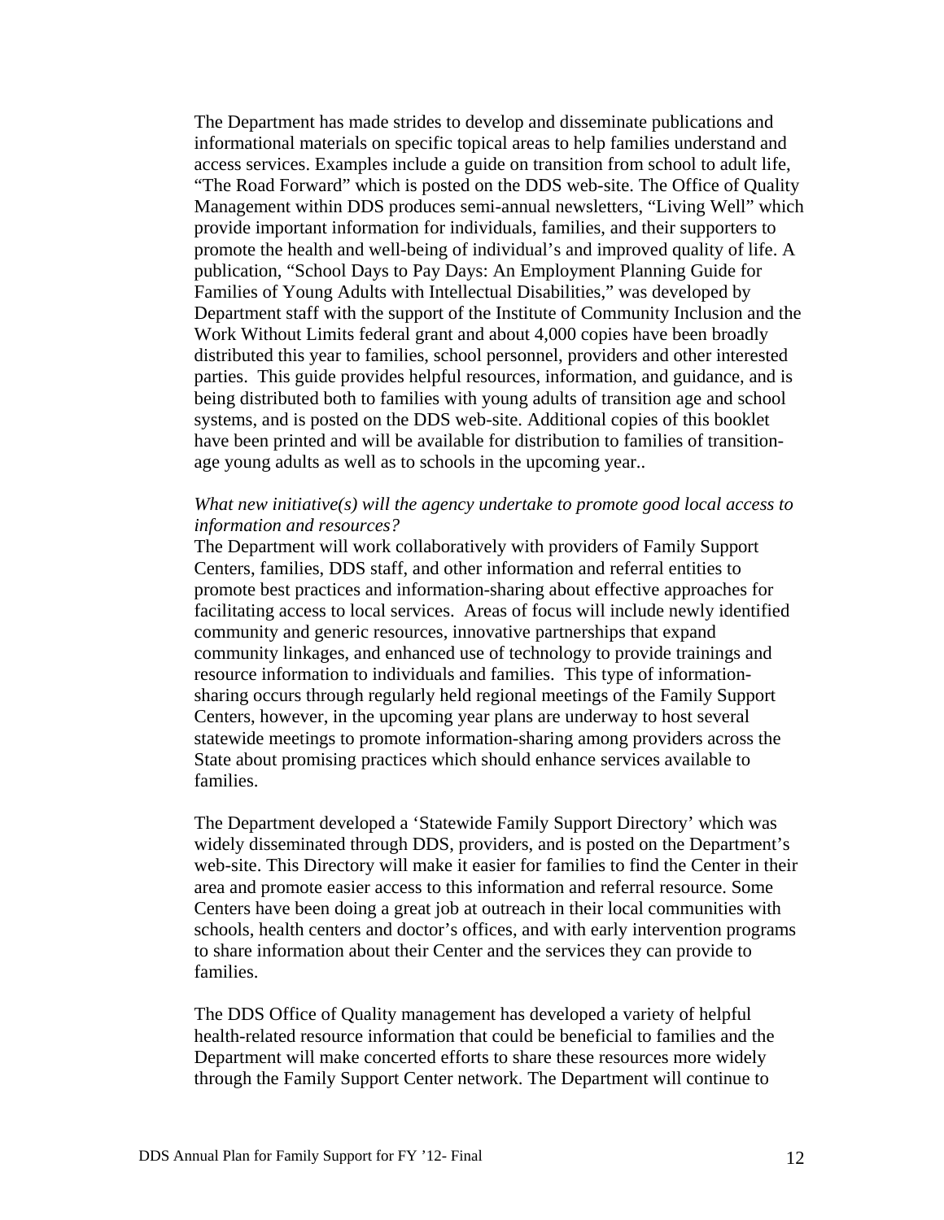The Department has made strides to develop and disseminate publications and informational materials on specific topical areas to help families understand and access services. Examples include a guide on transition from school to adult life, "The Road Forward" which is posted on the DDS web-site. The Office of Quality Management within DDS produces semi-annual newsletters, "Living Well" which provide important information for individuals, families, and their supporters to promote the health and well-being of individual's and improved quality of life. A publication, "School Days to Pay Days: An Employment Planning Guide for Families of Young Adults with Intellectual Disabilities," was developed by Department staff with the support of the Institute of Community Inclusion and the Work Without Limits federal grant and about 4,000 copies have been broadly distributed this year to families, school personnel, providers and other interested parties. This guide provides helpful resources, information, and guidance, and is being distributed both to families with young adults of transition age and school systems, and is posted on the DDS web-site. Additional copies of this booklet have been printed and will be available for distribution to families of transition-age young adults as well as to schools in the upcoming year..

*What new initiative(s) will the agency undertake to promote good local access to information and resources?*

The Department will work collaboratively with providers of Family Support Centers, families, DDS staff, and other information and referral entities to promote best practices and information-sharing about effective approaches for facilitating access to local services. Areas of focus will include newly identified community and generic resources, innovative partnerships that expand community linkages, and enhanced use of technology to provide trainings and resource information to individuals and families. This type of information-sharing occurs through regularly held regional meetings of the Family Support Centers, however, in the upcoming year plans are underway to host several statewide meetings to promote information-sharing among providers across the State about promising practices which should enhance services available to families.

The Department developed a 'Statewide Family Support Directory' which was widely disseminated through DDS, providers, and is posted on the Department's web-site. This Directory will make it easier for families to find the Center in their area and promote easier access to this information and referral resource. Some Centers have been doing a great job at outreach in their local communities with schools, health centers and doctor's offices, and with early intervention programs to share information about their Center and the services they can provide to families.

The DDS Office of Quality management has developed a variety of helpful health-related resource information that could be beneficial to families and the Department will make concerted efforts to share these resources more widely through the Family Support Center network. The Department will continue to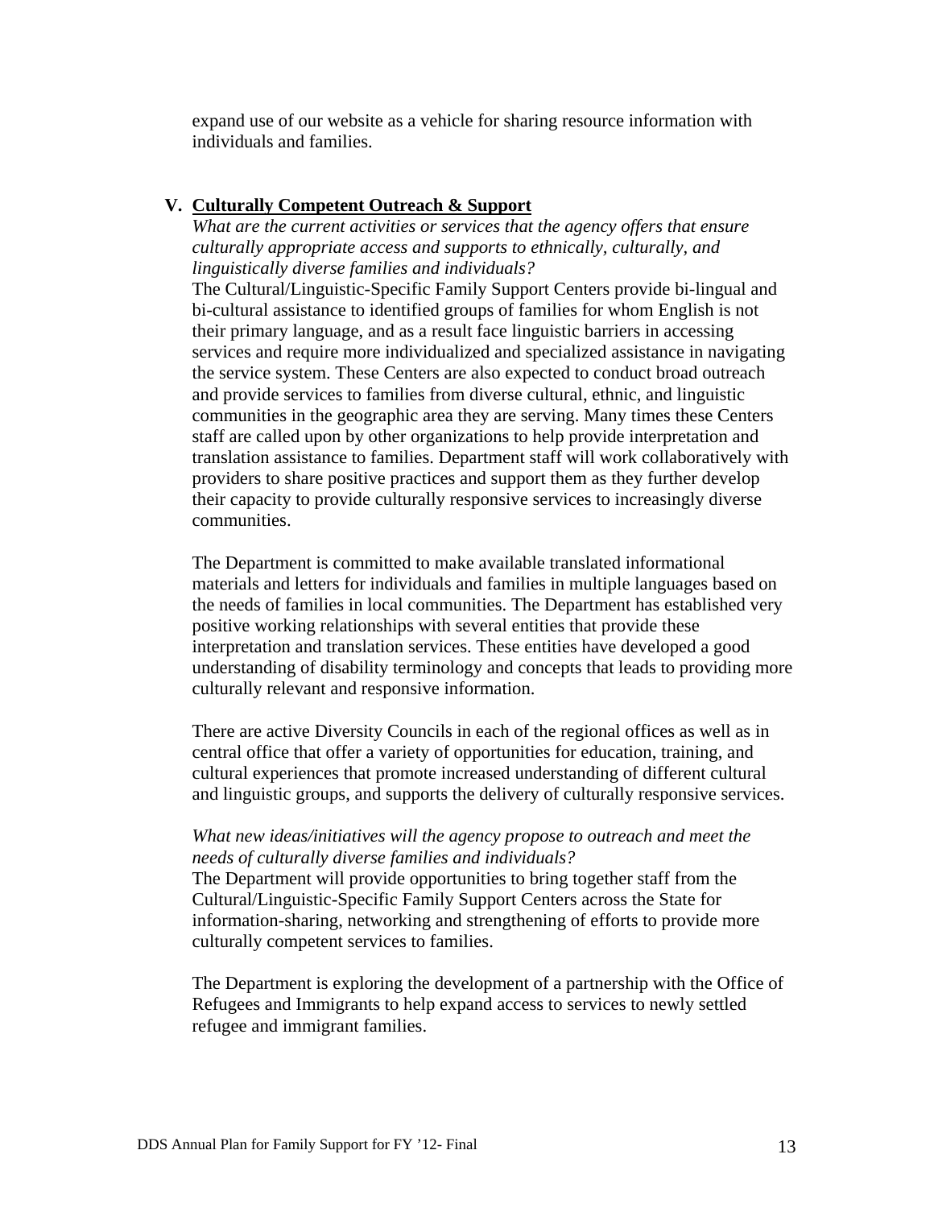expand use of our website as a vehicle for sharing resource information with individuals and families.

## V. Culturally Competent Outreach & Support

*What are the current activities or services that the agency offers that ensure culturally appropriate access and supports to ethnically, culturally, and linguistically diverse families and individuals?*

The Cultural/Linguistic-Specific Family Support Centers provide bi-lingual and bi-cultural assistance to identified groups of families for whom English is not their primary language, and as a result face linguistic barriers in accessing services and require more individualized and specialized assistance in navigating the service system. These Centers are also expected to conduct broad outreach and provide services to families from diverse cultural, ethnic, and linguistic communities in the geographic area they are serving. Many times these Centers staff are called upon by other organizations to help provide interpretation and translation assistance to families. Department staff will work collaboratively with providers to share positive practices and support them as they further develop their capacity to provide culturally responsive services to increasingly diverse communities.

The Department is committed to make available translated informational materials and letters for individuals and families in multiple languages based on the needs of families in local communities. The Department has established very positive working relationships with several entities that provide these interpretation and translation services. These entities have developed a good understanding of disability terminology and concepts that leads to providing more culturally relevant and responsive information.

There are active Diversity Councils in each of the regional offices as well as in central office that offer a variety of opportunities for education, training, and cultural experiences that promote increased understanding of different cultural and linguistic groups, and supports the delivery of culturally responsive services.

*What new ideas/initiatives will the agency propose to outreach and meet the needs of culturally diverse families and individuals?*

The Department will provide opportunities to bring together staff from the Cultural/Linguistic-Specific Family Support Centers across the State for information-sharing, networking and strengthening of efforts to provide more culturally competent services to families.

The Department is exploring the development of a partnership with the Office of Refugees and Immigrants to help expand access to services to newly settled refugee and immigrant families.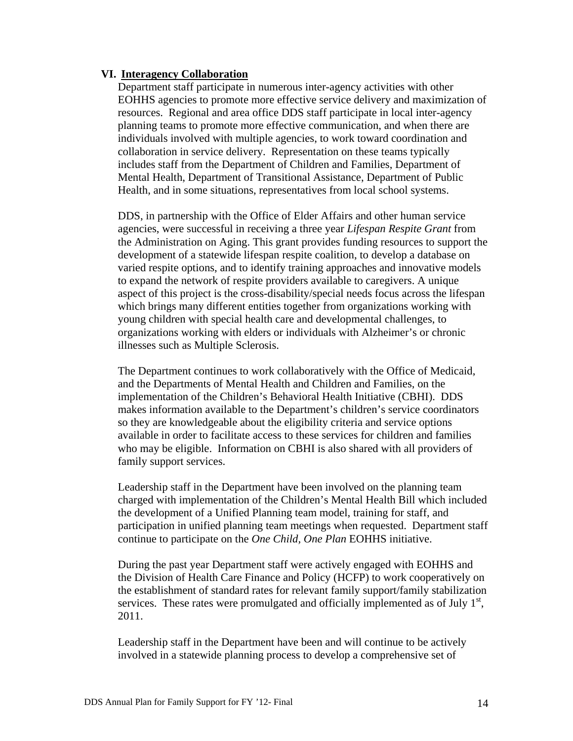## VI. Interagency Collaboration

Department staff participate in numerous inter-agency activities with other EOHHS agencies to promote more effective service delivery and maximization of resources. Regional and area office DDS staff participate in local inter-agency planning teams to promote more effective communication, and when there are individuals involved with multiple agencies, to work toward coordination and collaboration in service delivery. Representation on these teams typically includes staff from the Department of Children and Families, Department of Mental Health, Department of Transitional Assistance, Department of Public Health, and in some situations, representatives from local school systems.

DDS, in partnership with the Office of Elder Affairs and other human service agencies, were successful in receiving a three year *Lifespan Respite Grant* from the Administration on Aging. This grant provides funding resources to support the development of a statewide lifespan respite coalition, to develop a database on varied respite options, and to identify training approaches and innovative models to expand the network of respite providers available to caregivers. A unique aspect of this project is the cross-disability/special needs focus across the lifespan which brings many different entities together from organizations working with young children with special health care and developmental challenges, to organizations working with elders or individuals with Alzheimer's or chronic illnesses such as Multiple Sclerosis.

The Department continues to work collaboratively with the Office of Medicaid, and the Departments of Mental Health and Children and Families, on the implementation of the Children's Behavioral Health Initiative (CBHI). DDS makes information available to the Department's children's service coordinators so they are knowledgeable about the eligibility criteria and service options available in order to facilitate access to these services for children and families who may be eligible. Information on CBHI is also shared with all providers of family support services.

Leadership staff in the Department have been involved on the planning team charged with implementation of the Children's Mental Health Bill which included the development of a Unified Planning team model, training for staff, and participation in unified planning team meetings when requested. Department staff continue to participate on the *One Child, One Plan* EOHHS initiative.

During the past year Department staff were actively engaged with EOHHS and the Division of Health Care Finance and Policy (HCFP) to work cooperatively on the establishment of standard rates for relevant family support/family stabilization services. These rates were promulgated and officially implemented as of July 1st, 2011.

Leadership staff in the Department have been and will continue to be actively involved in a statewide planning process to develop a comprehensive set of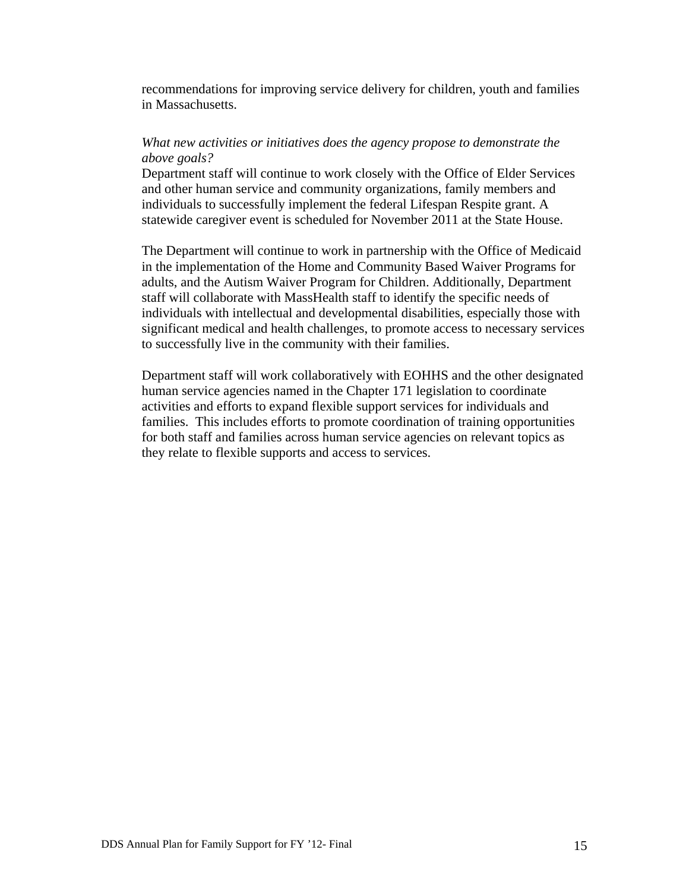recommendations for improving service delivery for children, youth and families in Massachusetts.

*What new activities or initiatives does the agency propose to demonstrate the above goals?*
Department staff will continue to work closely with the Office of Elder Services and other human service and community organizations, family members and individuals to successfully implement the federal Lifespan Respite grant. A statewide caregiver event is scheduled for November 2011 at the State House.

The Department will continue to work in partnership with the Office of Medicaid in the implementation of the Home and Community Based Waiver Programs for adults, and the Autism Waiver Program for Children. Additionally, Department staff will collaborate with MassHealth staff to identify the specific needs of individuals with intellectual and developmental disabilities, especially those with significant medical and health challenges, to promote access to necessary services to successfully live in the community with their families.

Department staff will work collaboratively with EOHHS and the other designated human service agencies named in the Chapter 171 legislation to coordinate activities and efforts to expand flexible support services for individuals and families. This includes efforts to promote coordination of training opportunities for both staff and families across human service agencies on relevant topics as they relate to flexible supports and access to services.